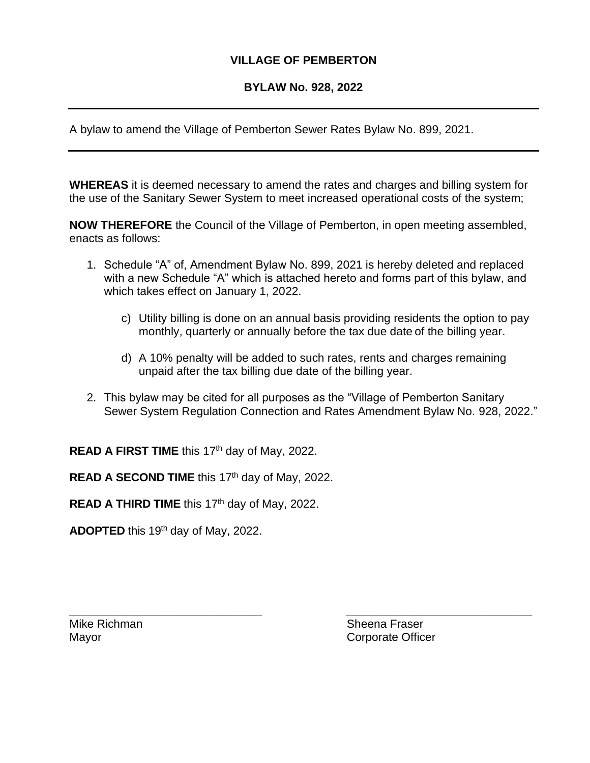**VILLAGE OF PEMBERTON**

**BYLAW No. 928, 2022**

---

A bylaw to amend the Village of Pemberton Sewer Rates Bylaw No. 899, 2021.

---

**WHEREAS** it is deemed necessary to amend the rates and charges and billing system for the use of the Sanitary Sewer System to meet increased operational costs of the system;

**NOW THEREFORE** the Council of the Village of Pemberton, in open meeting assembled, enacts as follows:

1. Schedule "A" of, Amendment Bylaw No. 899, 2021 is hereby deleted and replaced with a new Schedule "A" which is attached hereto and forms part of this bylaw, and which takes effect on January 1, 2022.

   c) Utility billing is done on an annual basis providing residents the option to pay monthly, quarterly or annually before the tax due date of the billing year.

   d) A 10% penalty will be added to such rates, rents and charges remaining unpaid after the tax billing due date of the billing year.

2. This bylaw may be cited for all purposes as the "Village of Pemberton Sanitary Sewer System Regulation Connection and Rates Amendment Bylaw No. 928, 2022."

**READ A FIRST TIME** this 17th day of May, 2022.

**READ A SECOND TIME** this 17th day of May, 2022.

**READ A THIRD TIME** this 17th day of May, 2022.

**ADOPTED** this 19th day of May, 2022.

| | |
|---|---|
| ______________________________ | ______________________________ |
| Mike Richman | Sheena Fraser |
| Mayor | Corporate Officer |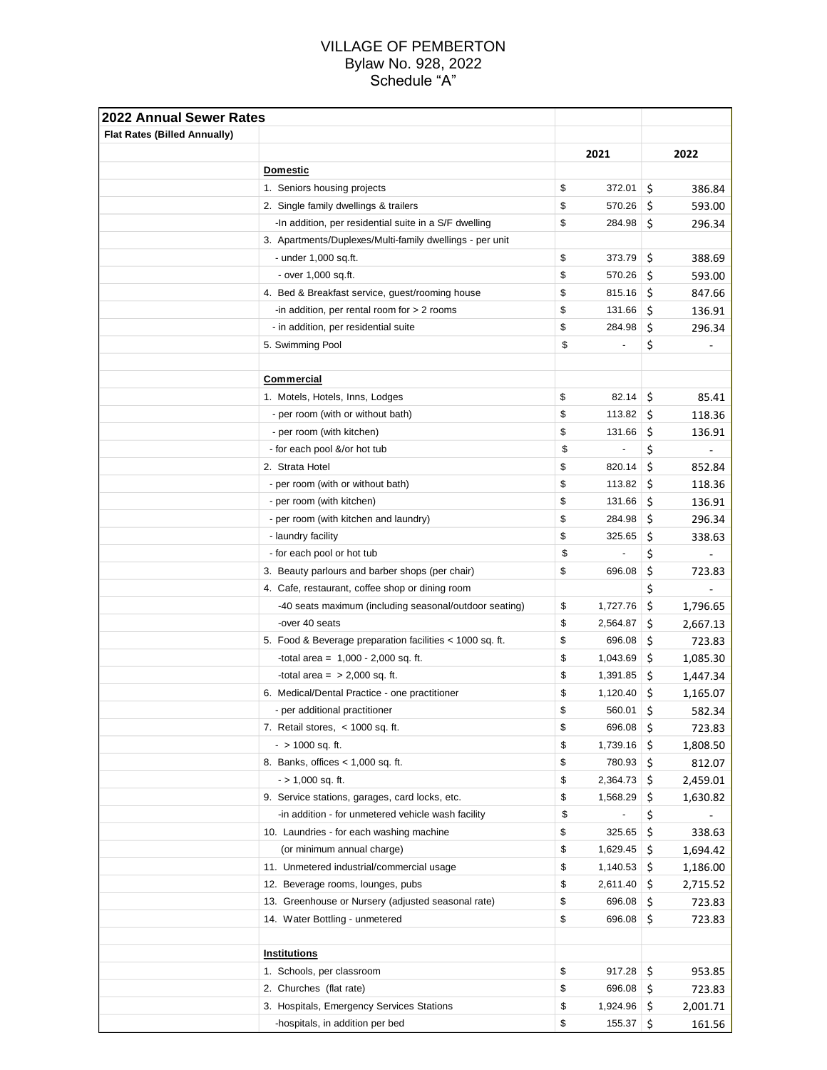VILLAGE OF PEMBERTON
Bylaw No. 928, 2022
Schedule "A"

| 2022 Annual Sewer Rates | | | |
|---|---|---|---|
| **Flat Rates (Billed Annually)** | | | |
| | | **2021** | **2022** |
| | **Domestic** | | |
| | 1. Seniors housing projects | $ 372.01 | $ 386.84 |
| | 2. Single family dwellings & trailers | $ 570.26 | $ 593.00 |
| | -In addition, per residential suite in a S/F dwelling | $ 284.98 | $ 296.34 |
| | 3. Apartments/Duplexes/Multi-family dwellings - per unit | | |
| | - under 1,000 sq.ft. | $ 373.79 | $ 388.69 |
| | - over 1,000 sq.ft. | $ 570.26 | $ 593.00 |
| | 4. Bed & Breakfast service, guest/rooming house | $ 815.16 | $ 847.66 |
| | -in addition, per rental room for > 2 rooms | $ 131.66 | $ 136.91 |
| | - in addition, per residential suite | $ 284.98 | $ 296.34 |
| | 5. Swimming Pool | $ - | $ - |
| | | | |
| | **Commercial** | | |
| | 1. Motels, Hotels, Inns, Lodges | $ 82.14 | $ 85.41 |
| | - per room (with or without bath) | $ 113.82 | $ 118.36 |
| | - per room (with kitchen) | $ 131.66 | $ 136.91 |
| | - for each pool &/or hot tub | $ - | $ - |
| | 2. Strata Hotel | $ 820.14 | $ 852.84 |
| | - per room (with or without bath) | $ 113.82 | $ 118.36 |
| | - per room (with kitchen) | $ 131.66 | $ 136.91 |
| | - per room (with kitchen and laundry) | $ 284.98 | $ 296.34 |
| | - laundry facility | $ 325.65 | $ 338.63 |
| | - for each pool or hot tub | $ - | $ - |
| | 3. Beauty parlours and barber shops (per chair) | $ 696.08 | $ 723.83 |
| | 4. Cafe, restaurant, coffee shop or dining room | | $ - |
| | -40 seats maximum (including seasonal/outdoor seating) | $ 1,727.76 | $ 1,796.65 |
| | -over 40 seats | $ 2,564.87 | $ 2,667.13 |
| | 5. Food & Beverage preparation facilities < 1000 sq. ft. | $ 696.08 | $ 723.83 |
| | -total area = 1,000 - 2,000 sq. ft. | $ 1,043.69 | $ 1,085.30 |
| | -total area = > 2,000 sq. ft. | $ 1,391.85 | $ 1,447.34 |
| | 6. Medical/Dental Practice - one practitioner | $ 1,120.40 | $ 1,165.07 |
| | - per additional practitioner | $ 560.01 | $ 582.34 |
| | 7. Retail stores, < 1000 sq. ft. | $ 696.08 | $ 723.83 |
| | - > 1000 sq. ft. | $ 1,739.16 | $ 1,808.50 |
| | 8. Banks, offices < 1,000 sq. ft. | $ 780.93 | $ 812.07 |
| | - > 1,000 sq. ft. | $ 2,364.73 | $ 2,459.01 |
| | 9. Service stations, garages, card locks, etc. | $ 1,568.29 | $ 1,630.82 |
| | -in addition - for unmetered vehicle wash facility | $ - | $ - |
| | 10. Laundries - for each washing machine | $ 325.65 | $ 338.63 |
| | (or minimum annual charge) | $ 1,629.45 | $ 1,694.42 |
| | 11. Unmetered industrial/commercial usage | $ 1,140.53 | $ 1,186.00 |
| | 12. Beverage rooms, lounges, pubs | $ 2,611.40 | $ 2,715.52 |
| | 13. Greenhouse or Nursery (adjusted seasonal rate) | $ 696.08 | $ 723.83 |
| | 14. Water Bottling - unmetered | $ 696.08 | $ 723.83 |
| | | | |
| | **Institutions** | | |
| | 1. Schools, per classroom | $ 917.28 | $ 953.85 |
| | 2. Churches (flat rate) | $ 696.08 | $ 723.83 |
| | 3. Hospitals, Emergency Services Stations | $ 1,924.96 | $ 2,001.71 |
| | -hospitals, in addition per bed | $ 155.37 | $ 161.56 |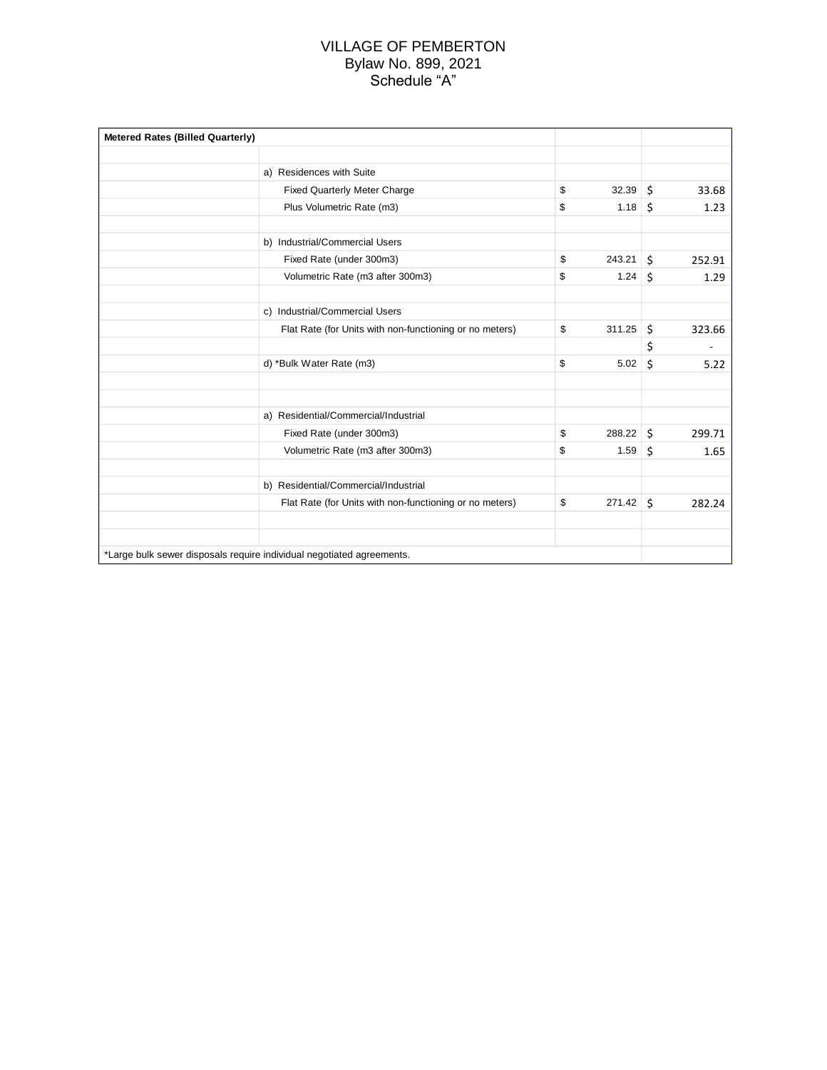# VILLAGE OF PEMBERTON
## Bylaw No. 899, 2021
## Schedule "A"

| | | | |
|---|---|---|---|
| **Metered Rates (Billed Quarterly)** | | | |
| | | | |
| | a) Residences with Suite | | |
| | Fixed Quarterly Meter Charge | $ 32.39 | $ 33.68 |
| | Plus Volumetric Rate (m3) | $ 1.18 | $ 1.23 |
| | | | |
| | b) Industrial/Commercial Users | | |
| | Fixed Rate (under 300m3) | $ 243.21 | $ 252.91 |
| | Volumetric Rate (m3 after 300m3) | $ 1.24 | $ 1.29 |
| | | | |
| | c) Industrial/Commercial Users | | |
| | Flat Rate (for Units with non-functioning or no meters) | $ 311.25 | $ 323.66 |
| | | | $ - |
| | d) *Bulk Water Rate (m3) | $ 5.02 | $ 5.22 |
| | | | |
| | | | |
| | a) Residential/Commercial/Industrial | | |
| | Fixed Rate (under 300m3) | $ 288.22 | $ 299.71 |
| | Volumetric Rate (m3 after 300m3) | $ 1.59 | $ 1.65 |
| | | | |
| | b) Residential/Commercial/Industrial | | |
| | Flat Rate (for Units with non-functioning or no meters) | $ 271.42 | $ 282.24 |
| | | | |
| | | | |

*Large bulk sewer disposals require individual negotiated agreements.